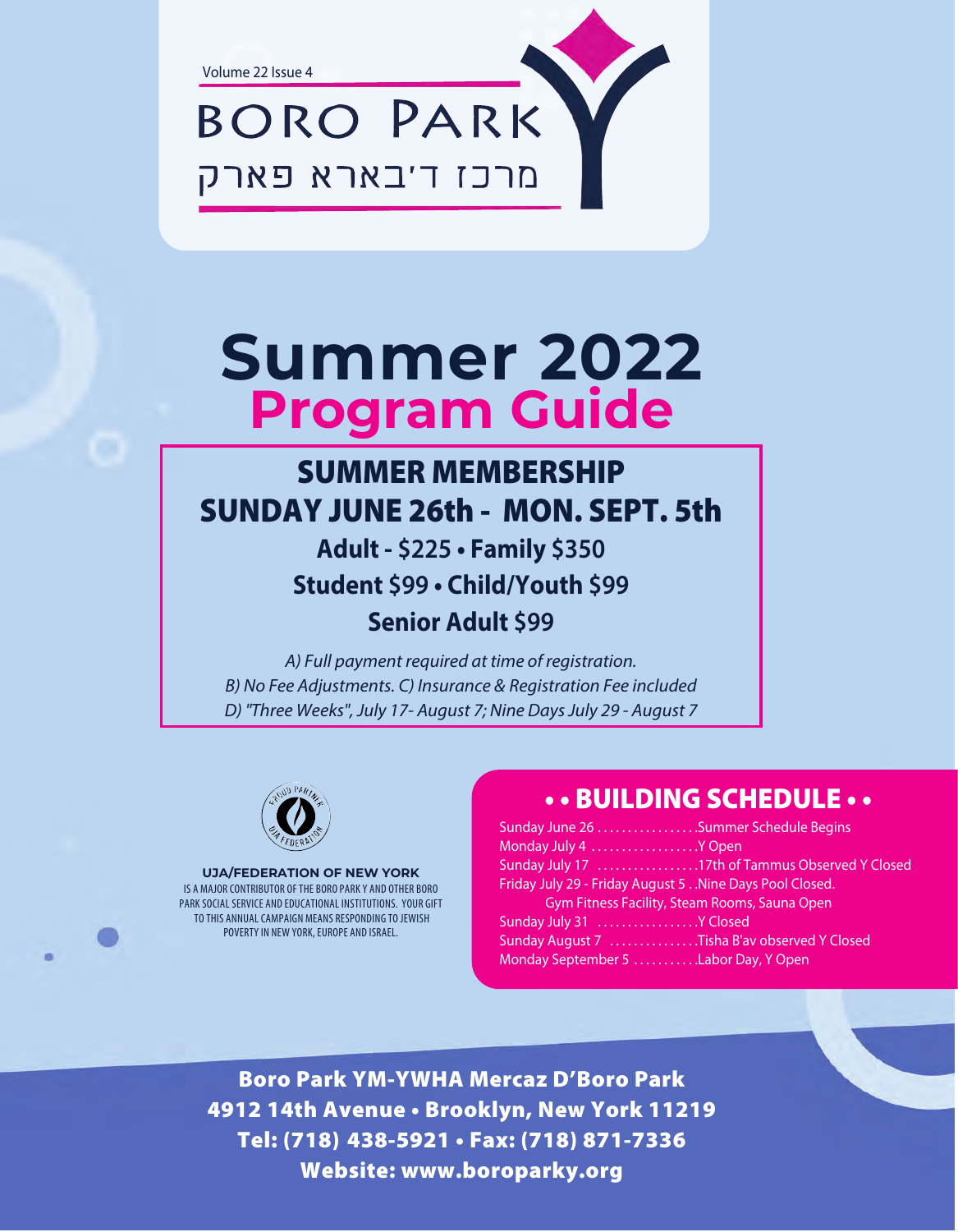Volume 22 Issue 4

# BORO PARK
# מרכז ד'בארא פארק

# Summer 2022
# Program Guide

## SUMMER MEMBERSHIP
## SUNDAY JUNE 26th - MON. SEPT. 5th

**Adult - $225 • Family $350**

**Student $99 • Child/Youth $99**

**Senior Adult $99**

*A) Full payment required at time of registration.*
*B) No Fee Adjustments. C) Insurance & Registration Fee included*
*D) "Three Weeks", July 17- August 7; Nine Days July 29 - August 7*

PROUD PARTNER UJA FEDERATION

**UJA/FEDERATION OF NEW YORK**
IS A MAJOR CONTRIBUTOR OF THE BORO PARK Y AND OTHER BORO PARK SOCIAL SERVICE AND EDUCATIONAL INSTITUTIONS. YOUR GIFT TO THIS ANNUAL CAMPAIGN MEANS RESPONDING TO JEWISH POVERTY IN NEW YORK, EUROPE AND ISRAEL.

## • • BUILDING SCHEDULE • •

Sunday June 26 . . . . . . . . . . . . . . . . .Summer Schedule Begins
Monday July 4 . . . . . . . . . . . . . . . . .Y Open
Sunday July 17 . . . . . . . . . . . . . . . . .17th of Tammus Observed Y Closed
Friday July 29 - Friday August 5 . .Nine Days Pool Closed.
Gym Fitness Facility, Steam Rooms, Sauna Open
Sunday July 31 . . . . . . . . . . . . . . . . .Y Closed
Sunday August 7 . . . . . . . . . . . . . . .Tisha B'av observed Y Closed
Monday September 5 . . . . . . . . . . .Labor Day, Y Open

**Boro Park YM-YWHA Mercaz D'Boro Park**
**4912 14th Avenue • Brooklyn, New York 11219**
**Tel: (718) 438-5921 • Fax: (718) 871-7336**
**Website: www.boroparky.org**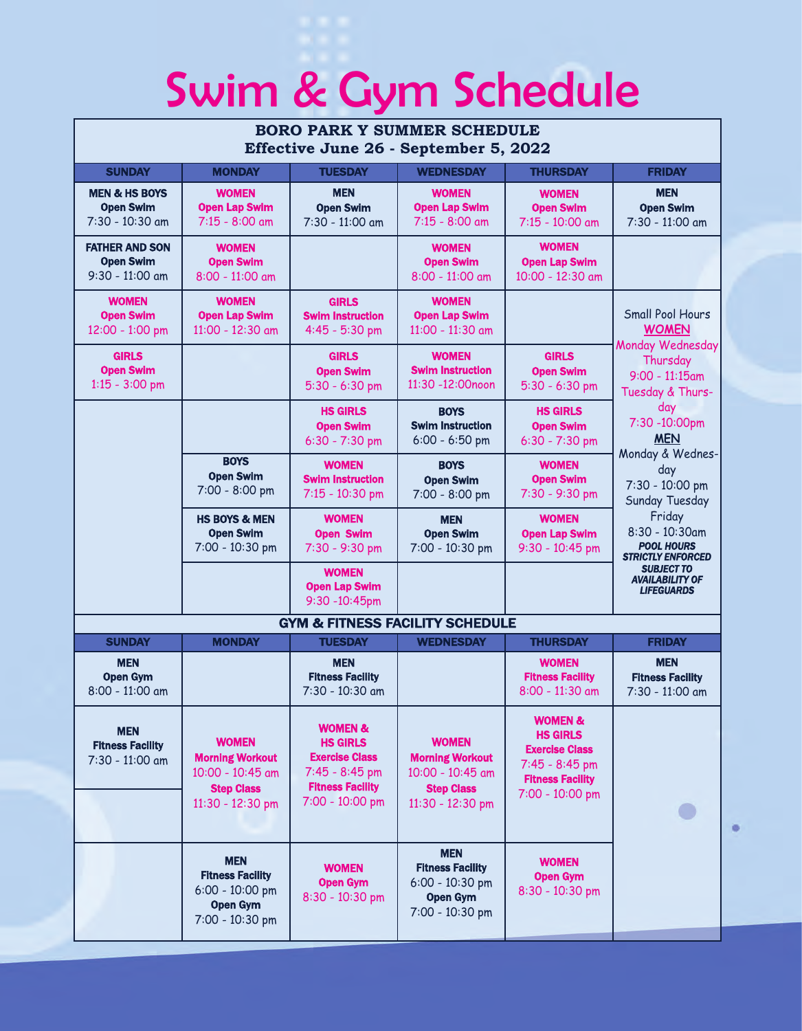# Swim & Gym Schedule

## BORO PARK Y SUMMER SCHEDULE
### Effective June 26 - September 5, 2022

| SUNDAY | MONDAY | TUESDAY | WEDNESDAY | THURSDAY | FRIDAY |
|---|---|---|---|---|---|
| **MEN & HS BOYS** **Open Swim** 7:30 - 10:30 am | **WOMEN** **Open Lap Swim** 7:15 - 8:00 am | **MEN** **Open Swim** 7:30 - 11:00 am | **WOMEN** **Open Lap Swim** 7:15 - 8:00 am | **WOMEN** **Open Swim** 7:15 - 10:00 am | **MEN** **Open Swim** 7:30 - 11:00 am |
| **FATHER AND SON** **Open Swim** 9:30 - 11:00 am | **WOMEN** **Open Swim** 8:00 - 11:00 am | | **WOMEN** **Open Swim** 8:00 - 11:00 am | **WOMEN** **Open Lap Swim** 10:00 - 12:30 am | |
| **WOMEN** **Open Swim** 12:00 - 1:00 pm | **WOMEN** **Open Lap Swim** 11:00 - 12:30 am | **GIRLS** **Swim Instruction** 4:45 - 5:30 pm | **WOMEN** **Open Lap Swim** 11:00 - 11:30 am | | Small Pool Hours **WOMEN** Monday Wednesday Thursday 9:00 - 11:15am Tuesday & Thursday 7:30 -10:00pm **MEN** Monday & Wednesday 7:30 - 10:00 pm Sunday Tuesday Friday 8:30 - 10:30am ***POOL HOURS STRICTLY ENFORCED SUBJECT TO AVAILABILITY OF LIFEGUARDS*** |
| **GIRLS** **Open Swim** 1:15 - 3:00 pm | | **GIRLS** **Open Swim** 5:30 - 6:30 pm | **WOMEN** **Swim Instruction** 11:30 -12:00noon | **GIRLS** **Open Swim** 5:30 - 6:30 pm | |
| | | **HS GIRLS** **Open Swim** 6:30 - 7:30 pm | **BOYS** **Swim Instruction** 6:00 - 6:50 pm | **HS GIRLS** **Open Swim** 6:30 - 7:30 pm | |
| | **BOYS** **Open Swim** 7:00 - 8:00 pm | **WOMEN** **Swim Instruction** 7:15 - 10:30 pm | **BOYS** **Open Swim** 7:00 - 8:00 pm | **WOMEN** **Open Swim** 7:30 - 9:30 pm | |
| | **HS BOYS & MEN** **Open Swim** 7:00 - 10:30 pm | **WOMEN** **Open Swim** 7:30 - 9:30 pm | **MEN** **Open Swim** 7:00 - 10:30 pm | **WOMEN** **Open Lap Swim** 9:30 - 10:45 pm | |
| | | **WOMEN** **Open Lap Swim** 9:30 -10:45pm | | | |

## GYM & FITNESS FACILITY SCHEDULE

| SUNDAY | MONDAY | TUESDAY | WEDNESDAY | THURSDAY | FRIDAY |
|---|---|---|---|---|---|
| **MEN** **Open Gym** 8:00 - 11:00 am | | **MEN** **Fitness Facility** 7:30 - 10:30 am | | **WOMEN** **Fitness Facility** 8:00 - 11:30 am | **MEN** **Fitness Facility** 7:30 - 11:00 am |
| **MEN** **Fitness Facility** 7:30 - 11:00 am | **WOMEN** **Morning Workout** 10:00 - 10:45 am **Step Class** 11:30 - 12:30 pm | **WOMEN & HS GIRLS** **Exercise Class** 7:45 - 8:45 pm **Fitness Facility** 7:00 - 10:00 pm | **WOMEN** **Morning Workout** 10:00 - 10:45 am **Step Class** 11:30 - 12:30 pm | **WOMEN & HS GIRLS** **Exercise Class** 7:45 - 8:45 pm **Fitness Facility** 7:00 - 10:00 pm | |
| | **MEN** **Fitness Facility** 6:00 - 10:00 pm **Open Gym** 7:00 - 10:30 pm | **WOMEN** **Open Gym** 8:30 - 10:30 pm | **MEN** **Fitness Facility** 6:00 - 10:30 pm **Open Gym** 7:00 - 10:30 pm | **WOMEN** **Open Gym** 8:30 - 10:30 pm | |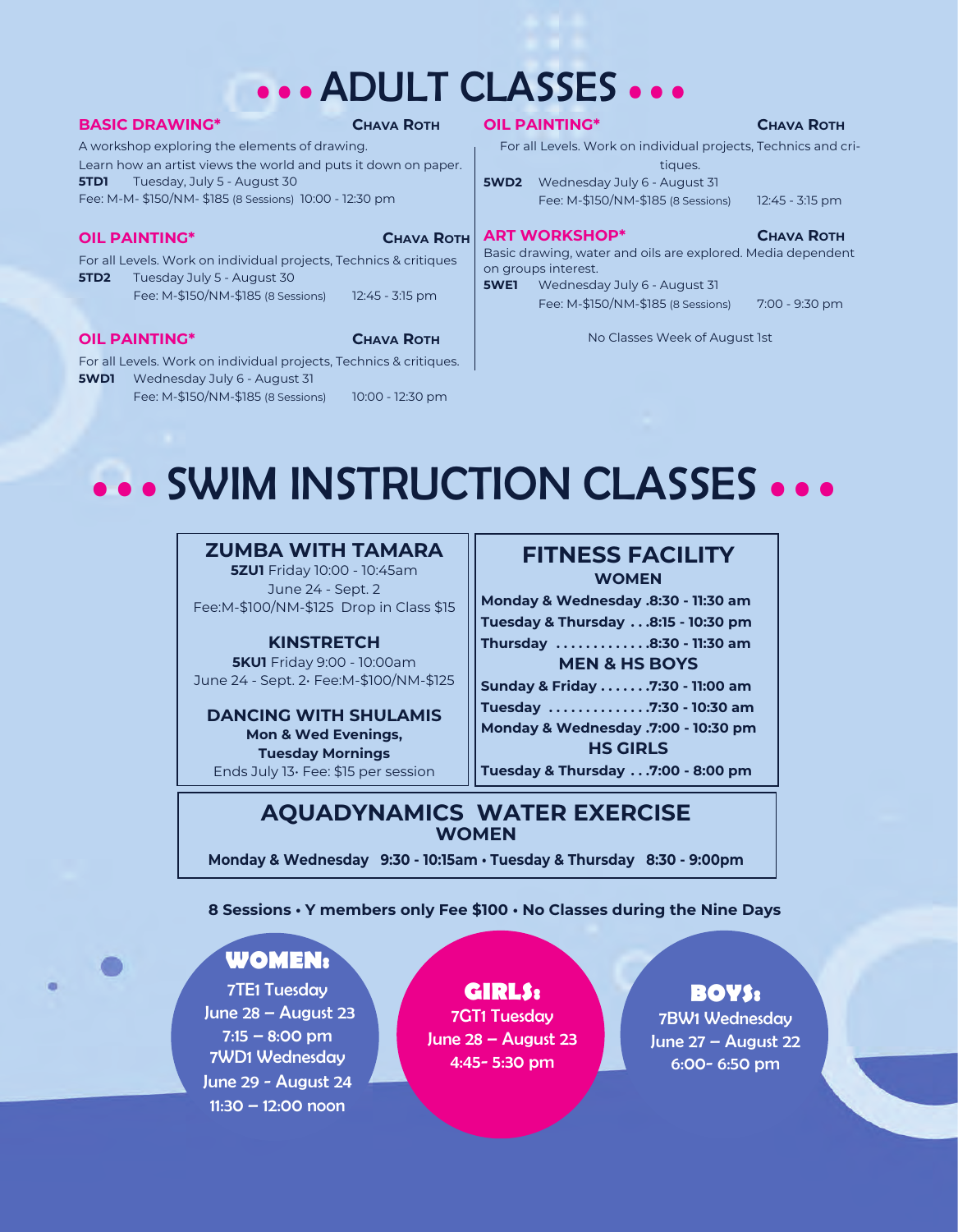# ADULT CLASSES

### BASIC DRAWING* — CHAVA ROTH

A workshop exploring the elements of drawing.
Learn how an artist views the world and puts it down on paper.

**5TD1** Tuesday, July 5 - August 30
Fee: M-M- $150/NM- $185 (8 Sessions) 10:00 - 12:30 pm

### OIL PAINTING* — CHAVA ROTH

For all Levels. Work on individual projects, Technics & critiques

**5TD2** Tuesday July 5 - August 30
Fee: M-$150/NM-$185 (8 Sessions) 12:45 - 3:15 pm

### OIL PAINTING* — CHAVA ROTH

For all Levels. Work on individual projects, Technics & critiques.

**5WD1** Wednesday July 6 - August 31
Fee: M-$150/NM-$185 (8 Sessions) 10:00 - 12:30 pm

### OIL PAINTING* — CHAVA ROTH

For all Levels. Work on individual projects, Technics and critiques.

**5WD2** Wednesday July 6 - August 31
Fee: M-$150/NM-$185 (8 Sessions) 12:45 - 3:15 pm

### ART WORKSHOP* — CHAVA ROTH

Basic drawing, water and oils are explored. Media dependent on groups interest.

**5WE1** Wednesday July 6 - August 31
Fee: M-$150/NM-$185 (8 Sessions) 7:00 - 9:30 pm

No Classes Week of August 1st

# SWIM INSTRUCTION CLASSES

### ZUMBA WITH TAMARA

**5ZU1** Friday 10:00 - 10:45am
June 24 - Sept. 2
Fee:M-$100/NM-$125 Drop in Class $15

### KINSTRETCH

**5KU1** Friday 9:00 - 10:00am
June 24 - Sept. 2• Fee:M-$100/NM-$125

### DANCING WITH SHULAMIS

**Mon & Wed Evenings,**
**Tuesday Mornings**
Ends July 13• Fee: $15 per session

### FITNESS FACILITY

**WOMEN**

**Monday & Wednesday .8:30 - 11:30 am**
**Tuesday & Thursday . . .8:15 - 10:30 pm**
**Thursday . . . . . . . . . . . . .8:30 - 11:30 am**

**MEN & HS BOYS**

**Sunday & Friday . . . . . . .7:30 - 11:00 am**
**Tuesday . . . . . . . . . . . . . .7:30 - 10:30 am**
**Monday & Wednesday .7:00 - 10:30 pm**

**HS GIRLS**

**Tuesday & Thursday . . .7:00 - 8:00 pm**

### AQUADYNAMICS WATER EXERCISE

**WOMEN**

**Monday & Wednesday 9:30 - 10:15am • Tuesday & Thursday 8:30 - 9:00pm**

**8 Sessions • Y members only Fee $100 • No Classes during the Nine Days**

### WOMEN:

7TE1 Tuesday
June 28 – August 23
7:15 – 8:00 pm

7WD1 Wednesday
June 29 - August 24
11:30 – 12:00 noon

### GIRLS:

7GT1 Tuesday
June 28 – August 23
4:45- 5:30 pm

### BOYS:

7BW1 Wednesday
June 27 – August 22
6:00- 6:50 pm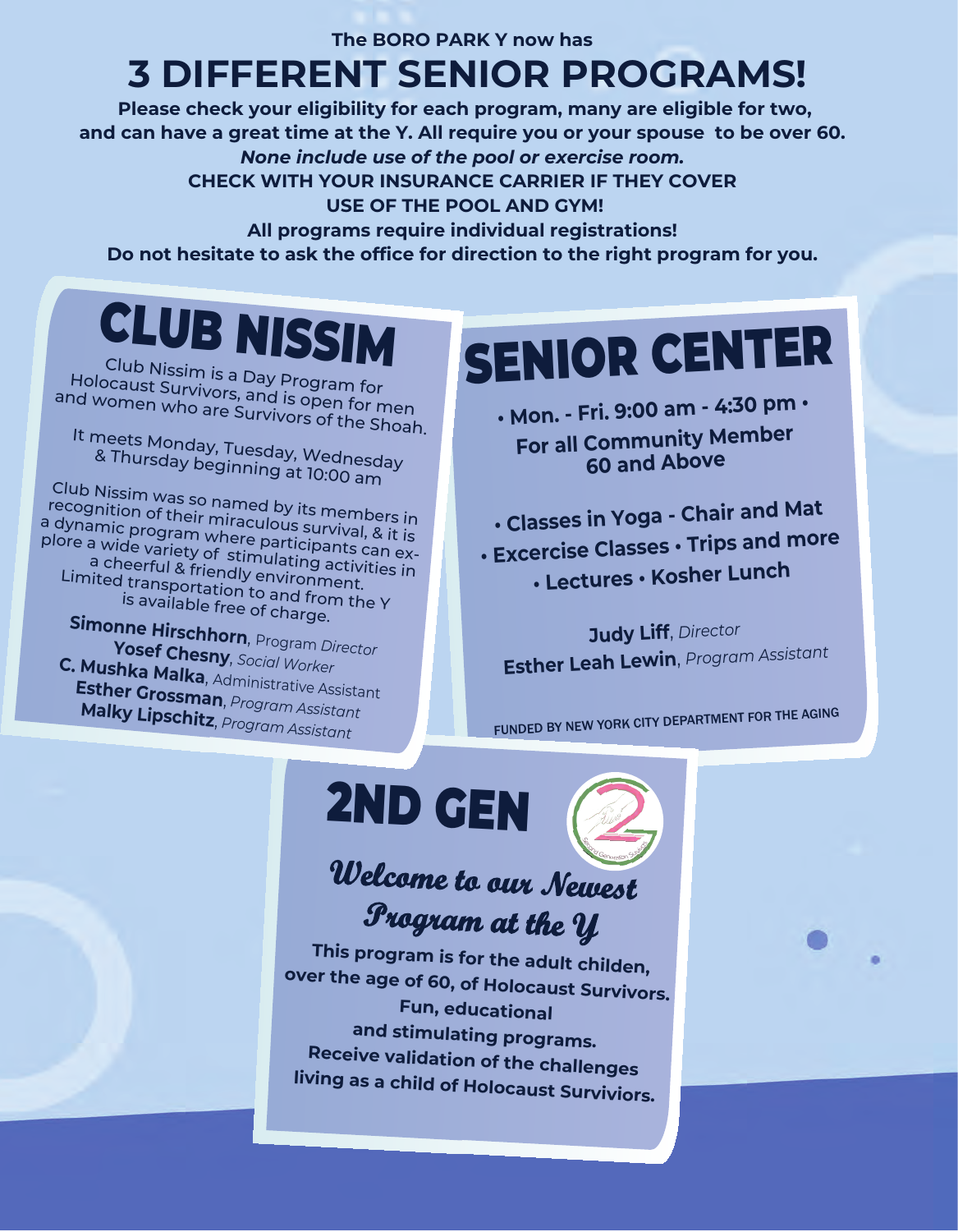The BORO PARK Y now has

# 3 DIFFERENT SENIOR PROGRAMS!

**Please check your eligibility for each program, many are eligible for two, and can have a great time at the Y. All require you or your spouse to be over 60.**

***None include use of the pool or exercise room.***

**CHECK WITH YOUR INSURANCE CARRIER IF THEY COVER USE OF THE POOL AND GYM!**

**All programs require individual registrations!**

**Do not hesitate to ask the office for direction to the right program for you.**

## CLUB NISSIM

Club Nissim is a Day Program for Holocaust Survivors, and is open for men and women who are Survivors of the Shoah.

It meets Monday, Tuesday, Wednesday & Thursday beginning at 10:00 am

Club Nissim was so named by its members in recognition of their miraculous survival, & it is a dynamic program where participants can explore a wide variety of stimulating activities in a cheerful & friendly environment. Limited transportation to and from the Y is available free of charge.

**Simonne Hirschhorn**, *Program Director*
**Yosef Chesny**, *Social Worker*
**C. Mushka Malka**, *Administrative Assistant*
**Esther Grossman**, *Program Assistant*
**Malky Lipschitz**, *Program Assistant*

## SENIOR CENTER

**• Mon. - Fri. 9:00 am - 4:30 pm •**

**For all Community Member 60 and Above**

**• Classes in Yoga - Chair and Mat**
**• Excercise Classes • Trips and more**
**• Lectures • Kosher Lunch**

**Judy Liff**, *Director*
**Esther Leah Lewin**, *Program Assistant*

FUNDED BY NEW YORK CITY DEPARTMENT FOR THE AGING

## 2ND GEN

***Welcome to our Newest Program at the Y***

**This program is for the adult childen, over the age of 60, of Holocaust Survivors. Fun, educational and stimulating programs. Receive validation of the challenges living as a child of Holocaust Surviviors.**